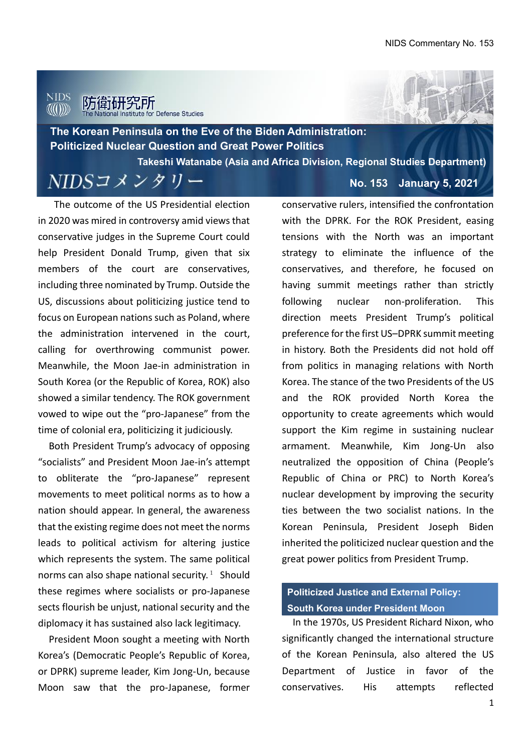NIDS 防衛研究所 The National Institute for Defense Studies

# The Korean Peninsula on the Eve of the Biden Administration: Politicized Nuclear Question and Great Power Politics

**Takeshi Watanabe (Asia and Africa Division, Regional Studies Department)**

NIDSコメンタリー **No. 153 January 5, 2021**

The outcome of the US Presidential election in 2020 was mired in controversy amid views that conservative judges in the Supreme Court could help President Donald Trump, given that six members of the court are conservatives, including three nominated by Trump. Outside the US, discussions about politicizing justice tend to focus on European nations such as Poland, where the administration intervened in the court, calling for overthrowing communist power. Meanwhile, the Moon Jae-in administration in South Korea (or the Republic of Korea, ROK) also showed a similar tendency. The ROK government vowed to wipe out the "pro-Japanese" from the time of colonial era, politicizing it judiciously.

Both President Trump's advocacy of opposing "socialists" and President Moon Jae-in's attempt to obliterate the "pro-Japanese" represent movements to meet political norms as to how a nation should appear. In general, the awareness that the existing regime does not meet the norms leads to political activism for altering justice which represents the system. The same political norms can also shape national security.[1] Should these regimes where socialists or pro-Japanese sects flourish be unjust, national security and the diplomacy it has sustained also lack legitimacy.

President Moon sought a meeting with North Korea's (Democratic People's Republic of Korea, or DPRK) supreme leader, Kim Jong-Un, because Moon saw that the pro-Japanese, former conservative rulers, intensified the confrontation with the DPRK. For the ROK President, easing tensions with the North was an important strategy to eliminate the influence of the conservatives, and therefore, he focused on having summit meetings rather than strictly following nuclear non-proliferation. This direction meets President Trump's political preference for the first US–DPRK summit meeting in history. Both the Presidents did not hold off from politics in managing relations with North Korea. The stance of the two Presidents of the US and the ROK provided North Korea the opportunity to create agreements which would support the Kim regime in sustaining nuclear armament. Meanwhile, Kim Jong-Un also neutralized the opposition of China (People's Republic of China or PRC) to North Korea's nuclear development by improving the security ties between the two socialist nations. In the Korean Peninsula, President Joseph Biden inherited the politicized nuclear question and the great power politics from President Trump.

## Politicized Justice and External Policy: South Korea under President Moon

In the 1970s, US President Richard Nixon, who significantly changed the international structure of the Korean Peninsula, also altered the US Department of Justice in favor of the conservatives. His attempts reflected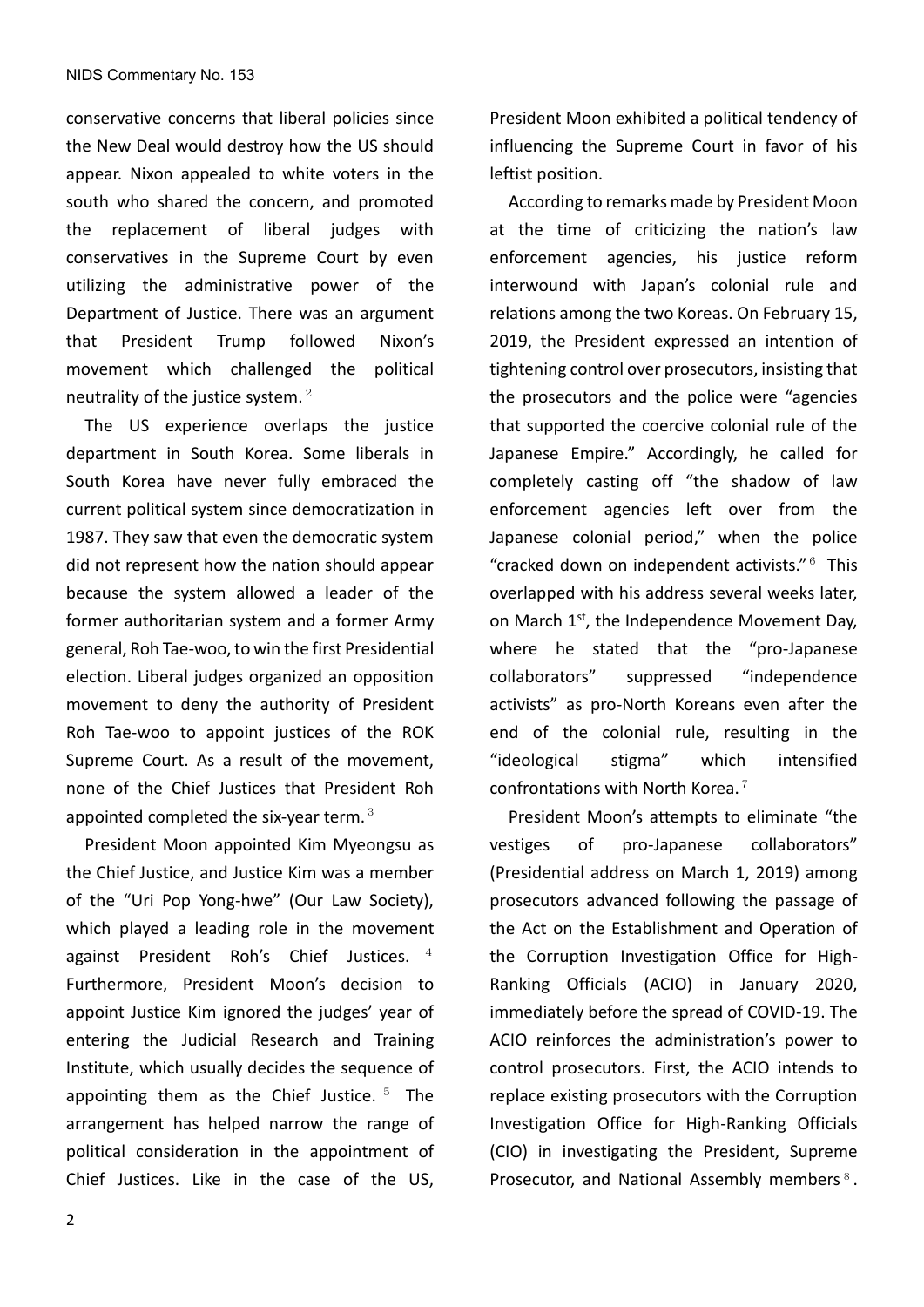conservative concerns that liberal policies since the New Deal would destroy how the US should appear. Nixon appealed to white voters in the south who shared the concern, and promoted the replacement of liberal judges with conservatives in the Supreme Court by even utilizing the administrative power of the Department of Justice. There was an argument that President Trump followed Nixon's movement which challenged the political neutrality of the justice system.[2]

The US experience overlaps the justice department in South Korea. Some liberals in South Korea have never fully embraced the current political system since democratization in 1987. They saw that even the democratic system did not represent how the nation should appear because the system allowed a leader of the former authoritarian system and a former Army general, Roh Tae-woo, to win the first Presidential election. Liberal judges organized an opposition movement to deny the authority of President Roh Tae-woo to appoint justices of the ROK Supreme Court. As a result of the movement, none of the Chief Justices that President Roh appointed completed the six-year term.[3]

President Moon appointed Kim Myeongsu as the Chief Justice, and Justice Kim was a member of the "Uri Pop Yong-hwe" (Our Law Society), which played a leading role in the movement against President Roh's Chief Justices.[4] Furthermore, President Moon's decision to appoint Justice Kim ignored the judges' year of entering the Judicial Research and Training Institute, which usually decides the sequence of appointing them as the Chief Justice.[5] The arrangement has helped narrow the range of political consideration in the appointment of Chief Justices. Like in the case of the US, President Moon exhibited a political tendency of influencing the Supreme Court in favor of his leftist position.

According to remarks made by President Moon at the time of criticizing the nation's law enforcement agencies, his justice reform interwound with Japan's colonial rule and relations among the two Koreas. On February 15, 2019, the President expressed an intention of tightening control over prosecutors, insisting that the prosecutors and the police were "agencies that supported the coercive colonial rule of the Japanese Empire." Accordingly, he called for completely casting off "the shadow of law enforcement agencies left over from the Japanese colonial period," when the police "cracked down on independent activists."[6] This overlapped with his address several weeks later, on March 1st, the Independence Movement Day, where he stated that the "pro-Japanese collaborators" suppressed "independence activists" as pro-North Koreans even after the end of the colonial rule, resulting in the "ideological stigma" which intensified confrontations with North Korea.[7]

President Moon's attempts to eliminate "the vestiges of pro-Japanese collaborators" (Presidential address on March 1, 2019) among prosecutors advanced following the passage of the Act on the Establishment and Operation of the Corruption Investigation Office for High-Ranking Officials (ACIO) in January 2020, immediately before the spread of COVID-19. The ACIO reinforces the administration's power to control prosecutors. First, the ACIO intends to replace existing prosecutors with the Corruption Investigation Office for High-Ranking Officials (CIO) in investigating the President, Supreme Prosecutor, and National Assembly members[8].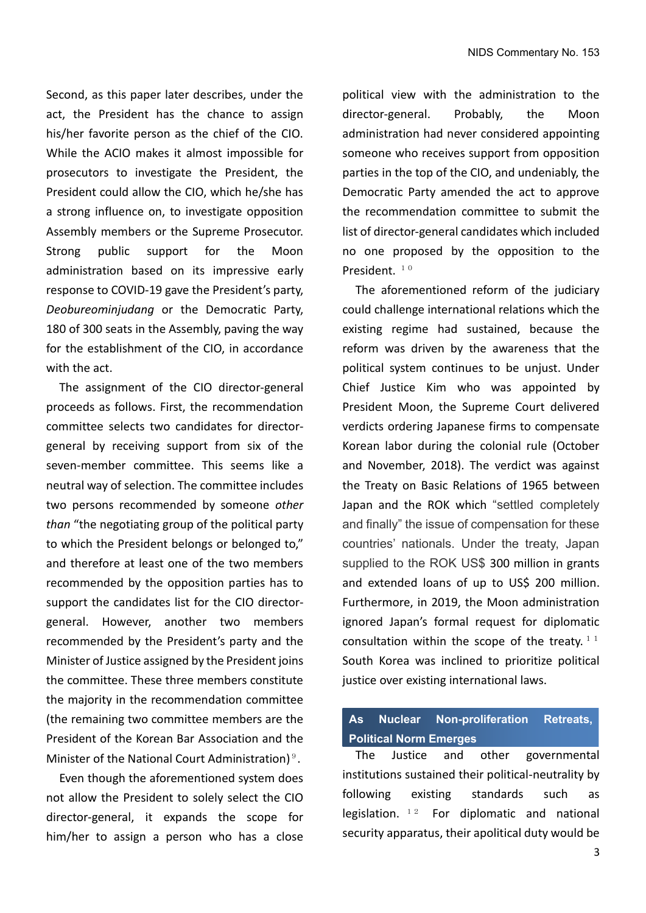Second, as this paper later describes, under the act, the President has the chance to assign his/her favorite person as the chief of the CIO. While the ACIO makes it almost impossible for prosecutors to investigate the President, the President could allow the CIO, which he/she has a strong influence on, to investigate opposition Assembly members or the Supreme Prosecutor. Strong public support for the Moon administration based on its impressive early response to COVID-19 gave the President's party, *Deobureominjudang* or the Democratic Party, 180 of 300 seats in the Assembly, paving the way for the establishment of the CIO, in accordance with the act.

The assignment of the CIO director-general proceeds as follows. First, the recommendation committee selects two candidates for director-general by receiving support from six of the seven-member committee. This seems like a neutral way of selection. The committee includes two persons recommended by someone *other than* "the negotiating group of the political party to which the President belongs or belonged to," and therefore at least one of the two members recommended by the opposition parties has to support the candidates list for the CIO director-general. However, another two members recommended by the President's party and the Minister of Justice assigned by the President joins the committee. These three members constitute the majority in the recommendation committee (the remaining two committee members are the President of the Korean Bar Association and the Minister of the National Court Administration)[9].

Even though the aforementioned system does not allow the President to solely select the CIO director-general, it expands the scope for him/her to assign a person who has a close political view with the administration to the director-general. Probably, the Moon administration had never considered appointing someone who receives support from opposition parties in the top of the CIO, and undeniably, the Democratic Party amended the act to approve the recommendation committee to submit the list of director-general candidates which included no one proposed by the opposition to the President.[10]

The aforementioned reform of the judiciary could challenge international relations which the existing regime had sustained, because the reform was driven by the awareness that the political system continues to be unjust. Under Chief Justice Kim who was appointed by President Moon, the Supreme Court delivered verdicts ordering Japanese firms to compensate Korean labor during the colonial rule (October and November, 2018). The verdict was against the Treaty on Basic Relations of 1965 between Japan and the ROK which "settled completely and finally" the issue of compensation for these countries' nationals. Under the treaty, Japan supplied to the ROK US$ 300 million in grants and extended loans of up to US$ 200 million. Furthermore, in 2019, the Moon administration ignored Japan's formal request for diplomatic consultation within the scope of the treaty.[11] South Korea was inclined to prioritize political justice over existing international laws.

## As Nuclear Non-proliferation Retreats, Political Norm Emerges

The Justice and other governmental institutions sustained their political-neutrality by following existing standards such as legislation.[12] For diplomatic and national security apparatus, their apolitical duty would be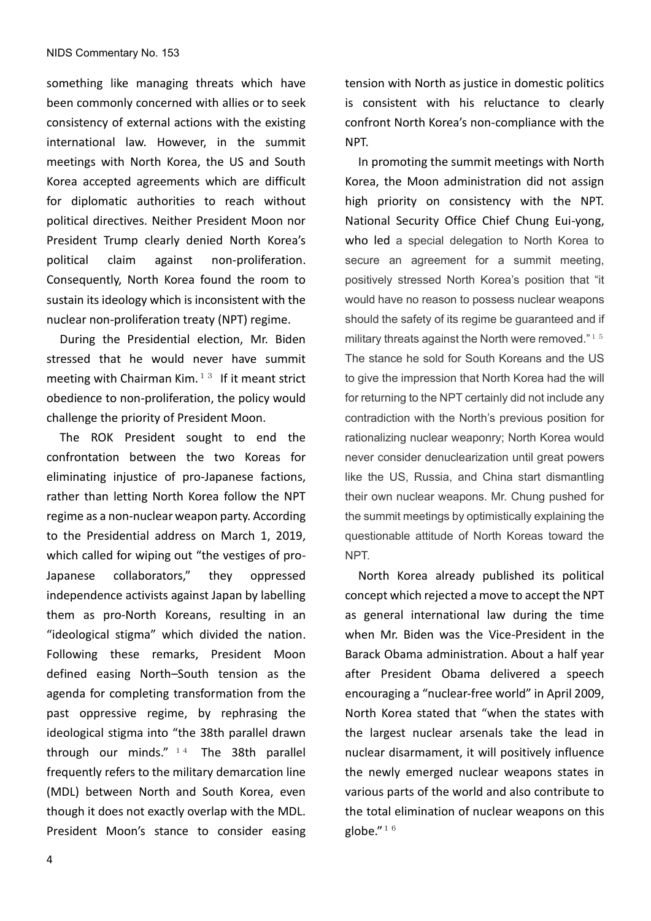something like managing threats which have been commonly concerned with allies or to seek consistency of external actions with the existing international law. However, in the summit meetings with North Korea, the US and South Korea accepted agreements which are difficult for diplomatic authorities to reach without political directives. Neither President Moon nor President Trump clearly denied North Korea's political claim against non-proliferation. Consequently, North Korea found the room to sustain its ideology which is inconsistent with the nuclear non-proliferation treaty (NPT) regime.

During the Presidential election, Mr. Biden stressed that he would never have summit meeting with Chairman Kim.[13] If it meant strict obedience to non-proliferation, the policy would challenge the priority of President Moon.

The ROK President sought to end the confrontation between the two Koreas for eliminating injustice of pro-Japanese factions, rather than letting North Korea follow the NPT regime as a non-nuclear weapon party. According to the Presidential address on March 1, 2019, which called for wiping out "the vestiges of pro-Japanese collaborators," they oppressed independence activists against Japan by labelling them as pro-North Koreans, resulting in an "ideological stigma" which divided the nation. Following these remarks, President Moon defined easing North–South tension as the agenda for completing transformation from the past oppressive regime, by rephrasing the ideological stigma into "the 38th parallel drawn through our minds."[14] The 38th parallel frequently refers to the military demarcation line (MDL) between North and South Korea, even though it does not exactly overlap with the MDL. President Moon's stance to consider easing tension with North as justice in domestic politics is consistent with his reluctance to clearly confront North Korea's non-compliance with the NPT.

In promoting the summit meetings with North Korea, the Moon administration did not assign high priority on consistency with the NPT. National Security Office Chief Chung Eui-yong, who led a special delegation to North Korea to secure an agreement for a summit meeting, positively stressed North Korea's position that "it would have no reason to possess nuclear weapons should the safety of its regime be guaranteed and if military threats against the North were removed."[15] The stance he sold for South Koreans and the US to give the impression that North Korea had the will for returning to the NPT certainly did not include any contradiction with the North's previous position for rationalizing nuclear weaponry; North Korea would never consider denuclearization until great powers like the US, Russia, and China start dismantling their own nuclear weapons. Mr. Chung pushed for the summit meetings by optimistically explaining the questionable attitude of North Koreas toward the NPT.

North Korea already published its political concept which rejected a move to accept the NPT as general international law during the time when Mr. Biden was the Vice-President in the Barack Obama administration. About a half year after President Obama delivered a speech encouraging a "nuclear-free world" in April 2009, North Korea stated that "when the states with the largest nuclear arsenals take the lead in nuclear disarmament, it will positively influence the newly emerged nuclear weapons states in various parts of the world and also contribute to the total elimination of nuclear weapons on this globe."[16]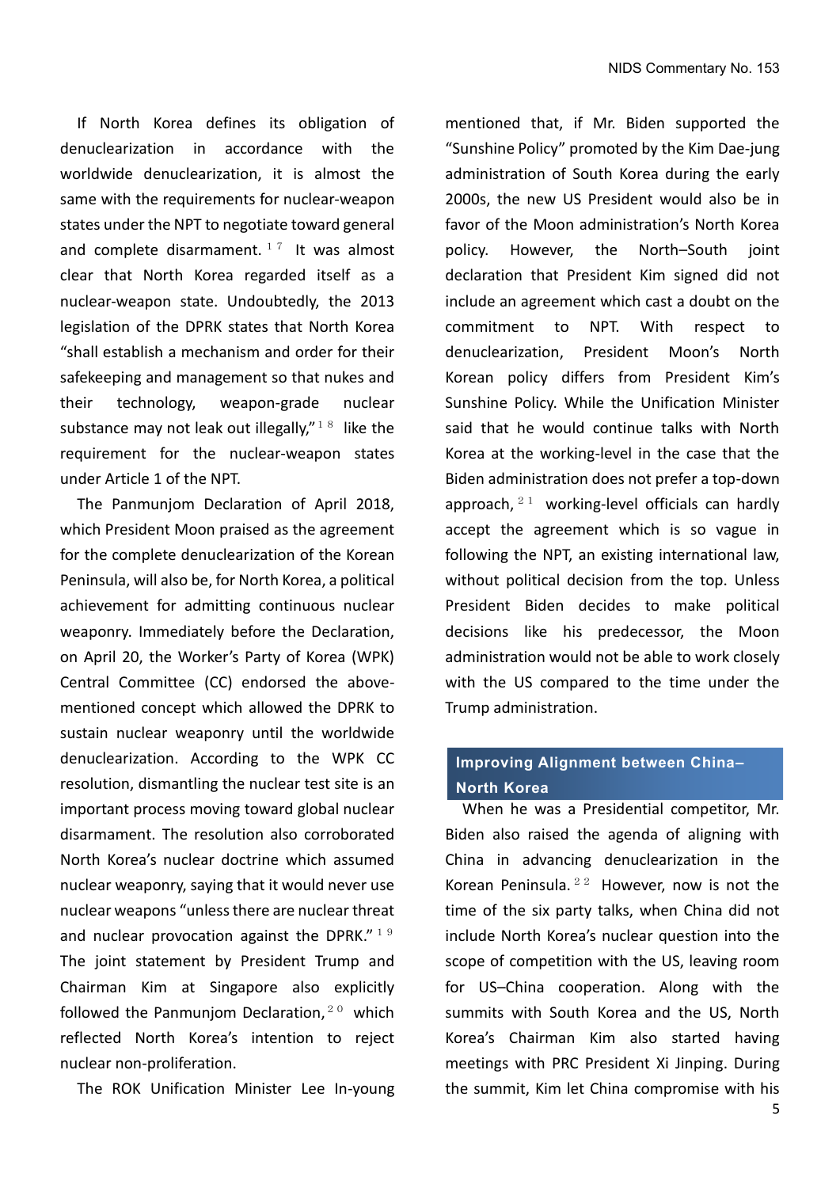If North Korea defines its obligation of denuclearization in accordance with the worldwide denuclearization, it is almost the same with the requirements for nuclear-weapon states under the NPT to negotiate toward general and complete disarmament.[17] It was almost clear that North Korea regarded itself as a nuclear-weapon state. Undoubtedly, the 2013 legislation of the DPRK states that North Korea "shall establish a mechanism and order for their safekeeping and management so that nukes and their technology, weapon-grade nuclear substance may not leak out illegally,"[18] like the requirement for the nuclear-weapon states under Article 1 of the NPT.

The Panmunjom Declaration of April 2018, which President Moon praised as the agreement for the complete denuclearization of the Korean Peninsula, will also be, for North Korea, a political achievement for admitting continuous nuclear weaponry. Immediately before the Declaration, on April 20, the Worker's Party of Korea (WPK) Central Committee (CC) endorsed the above-mentioned concept which allowed the DPRK to sustain nuclear weaponry until the worldwide denuclearization. According to the WPK CC resolution, dismantling the nuclear test site is an important process moving toward global nuclear disarmament. The resolution also corroborated North Korea's nuclear doctrine which assumed nuclear weaponry, saying that it would never use nuclear weapons "unless there are nuclear threat and nuclear provocation against the DPRK."[19] The joint statement by President Trump and Chairman Kim at Singapore also explicitly followed the Panmunjom Declaration,[20] which reflected North Korea's intention to reject nuclear non-proliferation.

The ROK Unification Minister Lee In-young mentioned that, if Mr. Biden supported the "Sunshine Policy" promoted by the Kim Dae-jung administration of South Korea during the early 2000s, the new US President would also be in favor of the Moon administration's North Korea policy. However, the North–South joint declaration that President Kim signed did not include an agreement which cast a doubt on the commitment to NPT. With respect to denuclearization, President Moon's North Korean policy differs from President Kim's Sunshine Policy. While the Unification Minister said that he would continue talks with North Korea at the working-level in the case that the Biden administration does not prefer a top-down approach,[21] working-level officials can hardly accept the agreement which is so vague in following the NPT, an existing international law, without political decision from the top. Unless President Biden decides to make political decisions like his predecessor, the Moon administration would not be able to work closely with the US compared to the time under the Trump administration.

## Improving Alignment between China–North Korea

When he was a Presidential competitor, Mr. Biden also raised the agenda of aligning with China in advancing denuclearization in the Korean Peninsula.[22] However, now is not the time of the six party talks, when China did not include North Korea's nuclear question into the scope of competition with the US, leaving room for US–China cooperation. Along with the summits with South Korea and the US, North Korea's Chairman Kim also started having meetings with PRC President Xi Jinping. During the summit, Kim let China compromise with his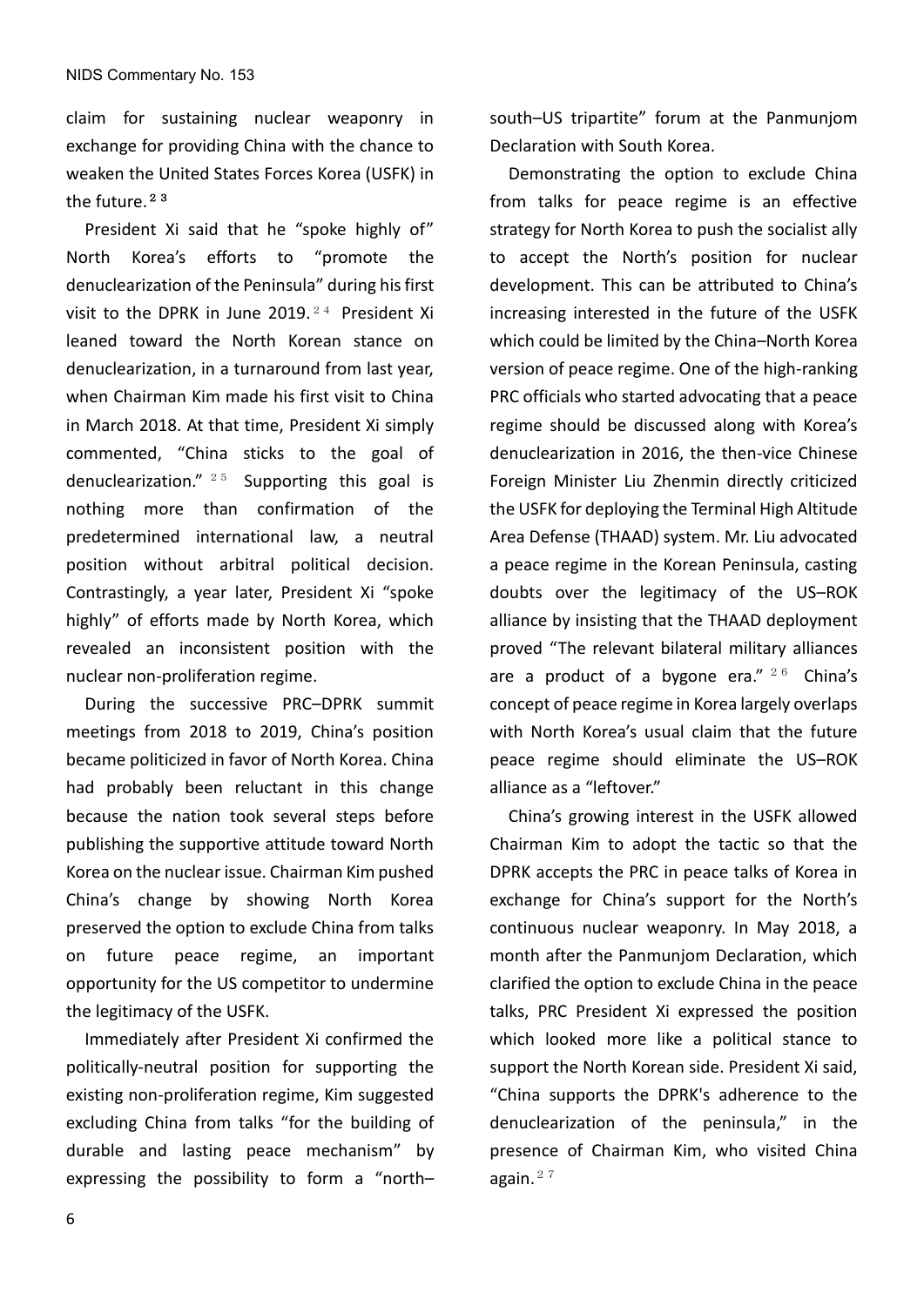claim for sustaining nuclear weaponry in exchange for providing China with the chance to weaken the United States Forces Korea (USFK) in the future.[23]

President Xi said that he "spoke highly of" North Korea's efforts to "promote the denuclearization of the Peninsula" during his first visit to the DPRK in June 2019.[24] President Xi leaned toward the North Korean stance on denuclearization, in a turnaround from last year, when Chairman Kim made his first visit to China in March 2018. At that time, President Xi simply commented, "China sticks to the goal of denuclearization."[25] Supporting this goal is nothing more than confirmation of the predetermined international law, a neutral position without arbitral political decision. Contrastingly, a year later, President Xi "spoke highly" of efforts made by North Korea, which revealed an inconsistent position with the nuclear non-proliferation regime.

During the successive PRC–DPRK summit meetings from 2018 to 2019, China's position became politicized in favor of North Korea. China had probably been reluctant in this change because the nation took several steps before publishing the supportive attitude toward North Korea on the nuclear issue. Chairman Kim pushed China's change by showing North Korea preserved the option to exclude China from talks on future peace regime, an important opportunity for the US competitor to undermine the legitimacy of the USFK.

Immediately after President Xi confirmed the politically-neutral position for supporting the existing non-proliferation regime, Kim suggested excluding China from talks "for the building of durable and lasting peace mechanism" by expressing the possibility to form a "north–south–US tripartite" forum at the Panmunjom Declaration with South Korea.

Demonstrating the option to exclude China from talks for peace regime is an effective strategy for North Korea to push the socialist ally to accept the North's position for nuclear development. This can be attributed to China's increasing interested in the future of the USFK which could be limited by the China–North Korea version of peace regime. One of the high-ranking PRC officials who started advocating that a peace regime should be discussed along with Korea's denuclearization in 2016, the then-vice Chinese Foreign Minister Liu Zhenmin directly criticized the USFK for deploying the Terminal High Altitude Area Defense (THAAD) system. Mr. Liu advocated a peace regime in the Korean Peninsula, casting doubts over the legitimacy of the US–ROK alliance by insisting that the THAAD deployment proved "The relevant bilateral military alliances are a product of a bygone era."[26] China's concept of peace regime in Korea largely overlaps with North Korea's usual claim that the future peace regime should eliminate the US–ROK alliance as a "leftover."

China's growing interest in the USFK allowed Chairman Kim to adopt the tactic so that the DPRK accepts the PRC in peace talks of Korea in exchange for China's support for the North's continuous nuclear weaponry. In May 2018, a month after the Panmunjom Declaration, which clarified the option to exclude China in the peace talks, PRC President Xi expressed the position which looked more like a political stance to support the North Korean side. President Xi said, "China supports the DPRK's adherence to the denuclearization of the peninsula," in the presence of Chairman Kim, who visited China again.[27]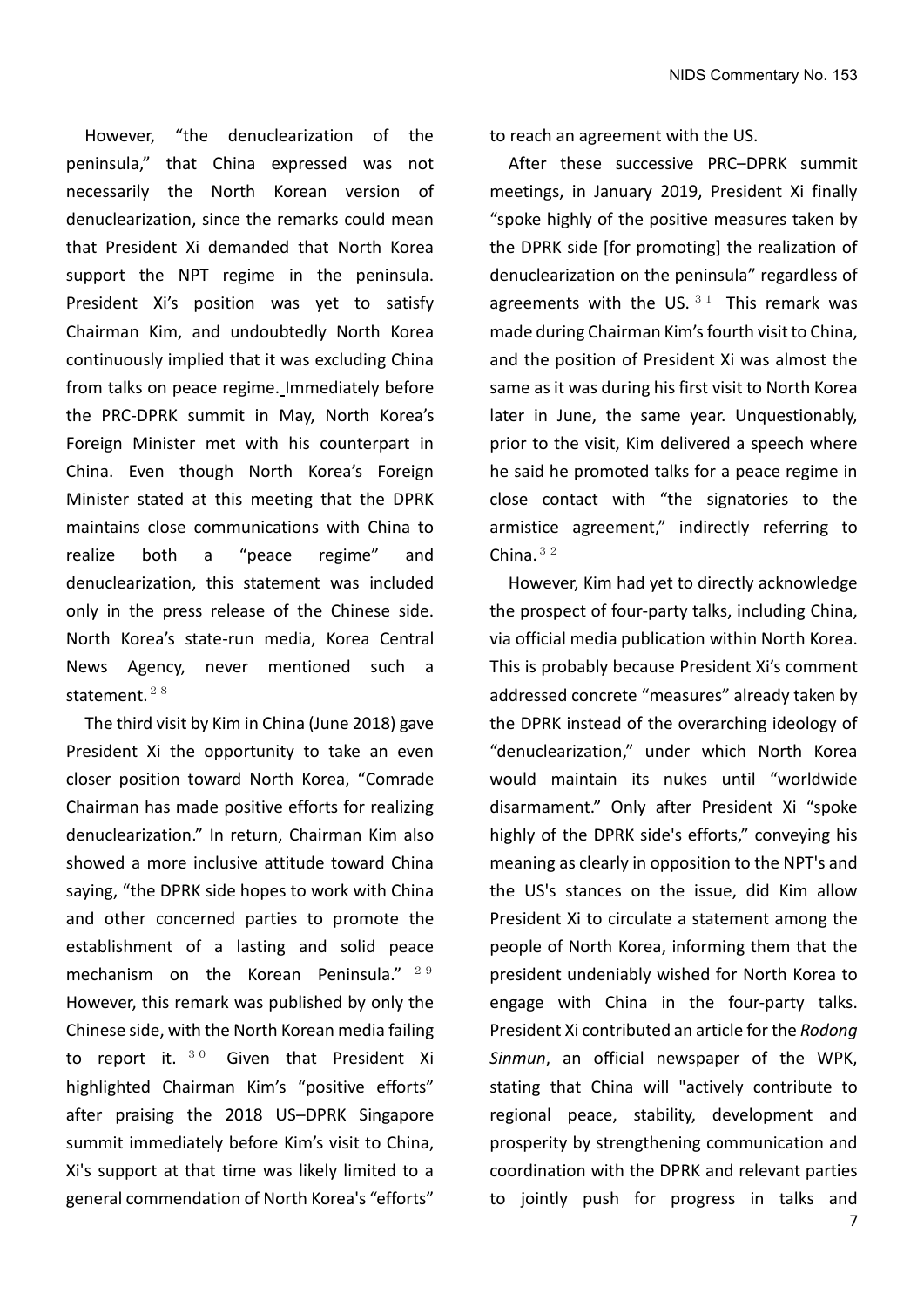However, "the denuclearization of the peninsula," that China expressed was not necessarily the North Korean version of denuclearization, since the remarks could mean that President Xi demanded that North Korea support the NPT regime in the peninsula. President Xi's position was yet to satisfy Chairman Kim, and undoubtedly North Korea continuously implied that it was excluding China from talks on peace regime. Immediately before the PRC-DPRK summit in May, North Korea's Foreign Minister met with his counterpart in China. Even though North Korea's Foreign Minister stated at this meeting that the DPRK maintains close communications with China to realize both a "peace regime" and denuclearization, this statement was included only in the press release of the Chinese side. North Korea's state-run media, Korea Central News Agency, never mentioned such a statement.[28]

The third visit by Kim in China (June 2018) gave President Xi the opportunity to take an even closer position toward North Korea, "Comrade Chairman has made positive efforts for realizing denuclearization." In return, Chairman Kim also showed a more inclusive attitude toward China saying, "the DPRK side hopes to work with China and other concerned parties to promote the establishment of a lasting and solid peace mechanism on the Korean Peninsula."[29] However, this remark was published by only the Chinese side, with the North Korean media failing to report it.[30] Given that President Xi highlighted Chairman Kim's "positive efforts" after praising the 2018 US–DPRK Singapore summit immediately before Kim's visit to China, Xi's support at that time was likely limited to a general commendation of North Korea's "efforts" to reach an agreement with the US.

After these successive PRC–DPRK summit meetings, in January 2019, President Xi finally "spoke highly of the positive measures taken by the DPRK side [for promoting] the realization of denuclearization on the peninsula" regardless of agreements with the US.[31] This remark was made during Chairman Kim's fourth visit to China, and the position of President Xi was almost the same as it was during his first visit to North Korea later in June, the same year. Unquestionably, prior to the visit, Kim delivered a speech where he said he promoted talks for a peace regime in close contact with "the signatories to the armistice agreement," indirectly referring to China.[32]

However, Kim had yet to directly acknowledge the prospect of four-party talks, including China, via official media publication within North Korea. This is probably because President Xi's comment addressed concrete "measures" already taken by the DPRK instead of the overarching ideology of "denuclearization," under which North Korea would maintain its nukes until "worldwide disarmament." Only after President Xi "spoke highly of the DPRK side's efforts," conveying his meaning as clearly in opposition to the NPT's and the US's stances on the issue, did Kim allow President Xi to circulate a statement among the people of North Korea, informing them that the president undeniably wished for North Korea to engage with China in the four-party talks. President Xi contributed an article for the *Rodong Sinmun*, an official newspaper of the WPK, stating that China will "actively contribute to regional peace, stability, development and prosperity by strengthening communication and coordination with the DPRK and relevant parties to jointly push for progress in talks and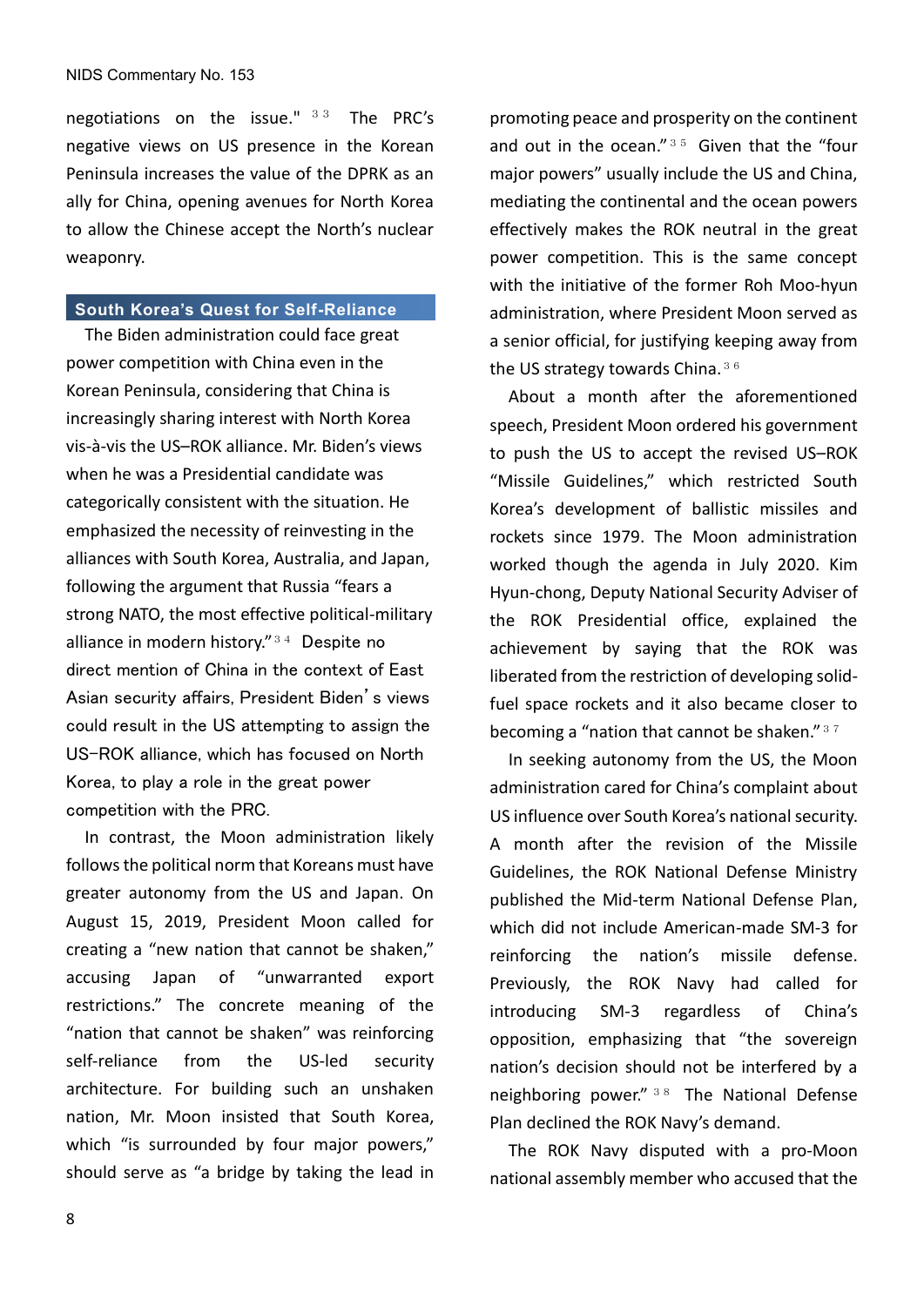negotiations on the issue." [33] The PRC's negative views on US presence in the Korean Peninsula increases the value of the DPRK as an ally for China, opening avenues for North Korea to allow the Chinese accept the North's nuclear weaponry.

## South Korea's Quest for Self-Reliance

The Biden administration could face great power competition with China even in the Korean Peninsula, considering that China is increasingly sharing interest with North Korea vis-à-vis the US–ROK alliance. Mr. Biden's views when he was a Presidential candidate was categorically consistent with the situation. He emphasized the necessity of reinvesting in the alliances with South Korea, Australia, and Japan, following the argument that Russia "fears a strong NATO, the most effective political-military alliance in modern history." [34] Despite no direct mention of China in the context of East Asian security affairs, President Biden's views could result in the US attempting to assign the US–ROK alliance, which has focused on North Korea, to play a role in the great power competition with the PRC.

In contrast, the Moon administration likely follows the political norm that Koreans must have greater autonomy from the US and Japan. On August 15, 2019, President Moon called for creating a "new nation that cannot be shaken," accusing Japan of "unwarranted export restrictions." The concrete meaning of the "nation that cannot be shaken" was reinforcing self-reliance from the US-led security architecture. For building such an unshaken nation, Mr. Moon insisted that South Korea, which "is surrounded by four major powers," should serve as "a bridge by taking the lead in promoting peace and prosperity on the continent and out in the ocean." [35] Given that the "four major powers" usually include the US and China, mediating the continental and the ocean powers effectively makes the ROK neutral in the great power competition. This is the same concept with the initiative of the former Roh Moo-hyun administration, where President Moon served as a senior official, for justifying keeping away from the US strategy towards China. [36]

About a month after the aforementioned speech, President Moon ordered his government to push the US to accept the revised US–ROK "Missile Guidelines," which restricted South Korea's development of ballistic missiles and rockets since 1979. The Moon administration worked though the agenda in July 2020. Kim Hyun-chong, Deputy National Security Adviser of the ROK Presidential office, explained the achievement by saying that the ROK was liberated from the restriction of developing solid-fuel space rockets and it also became closer to becoming a "nation that cannot be shaken." [37]

In seeking autonomy from the US, the Moon administration cared for China's complaint about US influence over South Korea's national security. A month after the revision of the Missile Guidelines, the ROK National Defense Ministry published the Mid-term National Defense Plan, which did not include American-made SM-3 for reinforcing the nation's missile defense. Previously, the ROK Navy had called for introducing SM-3 regardless of China's opposition, emphasizing that "the sovereign nation's decision should not be interfered by a neighboring power." [38] The National Defense Plan declined the ROK Navy's demand.

The ROK Navy disputed with a pro-Moon national assembly member who accused that the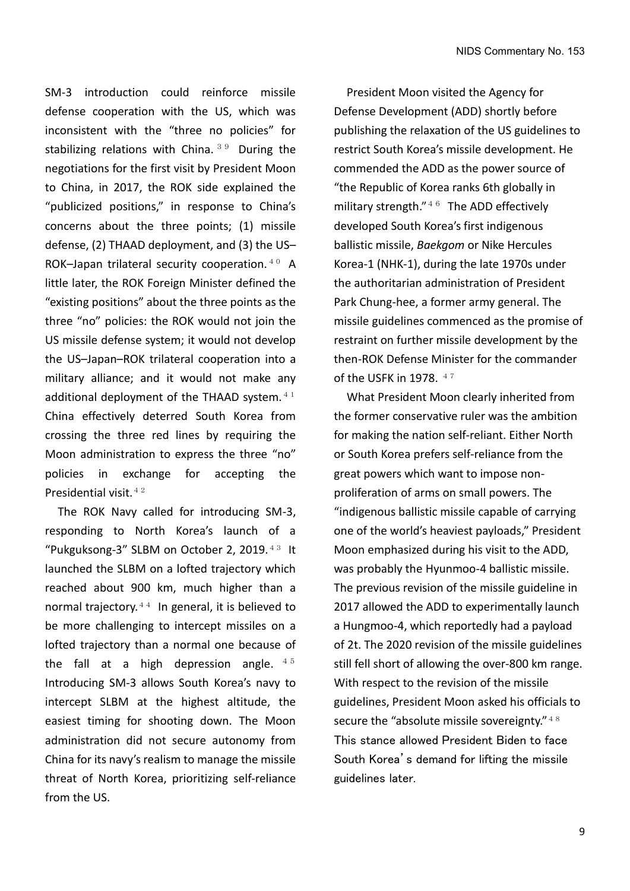SM-3 introduction could reinforce missile defense cooperation with the US, which was inconsistent with the "three no policies" for stabilizing relations with China.[39] During the negotiations for the first visit by President Moon to China, in 2017, the ROK side explained the "publicized positions," in response to China's concerns about the three points; (1) missile defense, (2) THAAD deployment, and (3) the US–ROK–Japan trilateral security cooperation.[40] A little later, the ROK Foreign Minister defined the "existing positions" about the three points as the three "no" policies: the ROK would not join the US missile defense system; it would not develop the US–Japan–ROK trilateral cooperation into a military alliance; and it would not make any additional deployment of the THAAD system.[41] China effectively deterred South Korea from crossing the three red lines by requiring the Moon administration to express the three "no" policies in exchange for accepting the Presidential visit.[42]

The ROK Navy called for introducing SM-3, responding to North Korea's launch of a "Pukguksong-3" SLBM on October 2, 2019.[43] It launched the SLBM on a lofted trajectory which reached about 900 km, much higher than a normal trajectory.[44] In general, it is believed to be more challenging to intercept missiles on a lofted trajectory than a normal one because of the fall at a high depression angle.[45] Introducing SM-3 allows South Korea's navy to intercept SLBM at the highest altitude, the easiest timing for shooting down. The Moon administration did not secure autonomy from China for its navy's realism to manage the missile threat of North Korea, prioritizing self-reliance from the US.

President Moon visited the Agency for Defense Development (ADD) shortly before publishing the relaxation of the US guidelines to restrict South Korea's missile development. He commended the ADD as the power source of "the Republic of Korea ranks 6th globally in military strength."[46] The ADD effectively developed South Korea's first indigenous ballistic missile, *Baekgom* or Nike Hercules Korea-1 (NHK-1), during the late 1970s under the authoritarian administration of President Park Chung-hee, a former army general. The missile guidelines commenced as the promise of restraint on further missile development by the then-ROK Defense Minister for the commander of the USFK in 1978.[47]

What President Moon clearly inherited from the former conservative ruler was the ambition for making the nation self-reliant. Either North or South Korea prefers self-reliance from the great powers which want to impose non-proliferation of arms on small powers. The "indigenous ballistic missile capable of carrying one of the world's heaviest payloads," President Moon emphasized during his visit to the ADD, was probably the Hyunmoo-4 ballistic missile. The previous revision of the missile guideline in 2017 allowed the ADD to experimentally launch a Hungmoo-4, which reportedly had a payload of 2t. The 2020 revision of the missile guidelines still fell short of allowing the over-800 km range. With respect to the revision of the missile guidelines, President Moon asked his officials to secure the "absolute missile sovereignty."[48] This stance allowed President Biden to face South Korea's demand for lifting the missile guidelines later.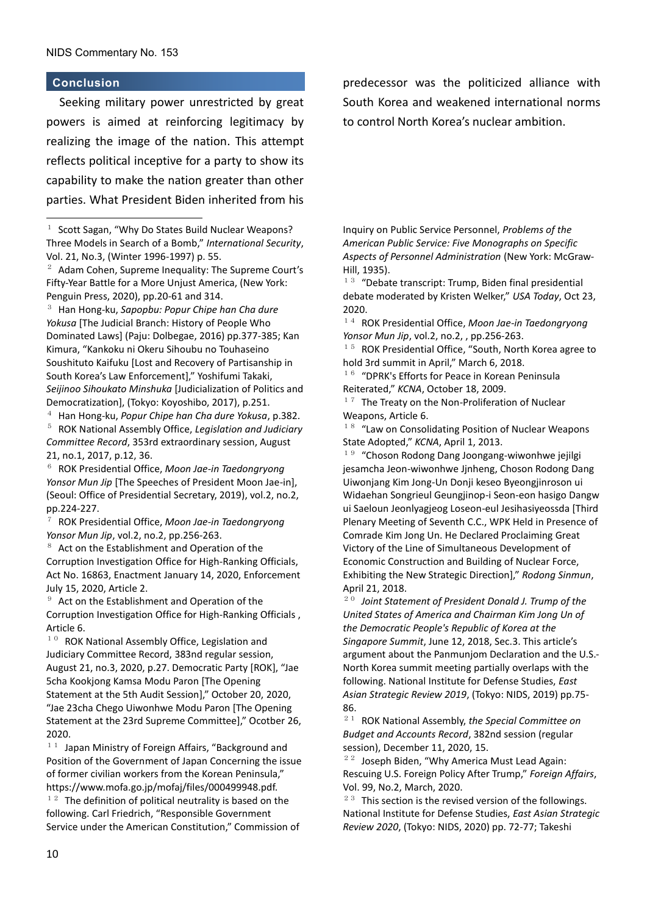## Conclusion

Seeking military power unrestricted by great powers is aimed at reinforcing legitimacy by realizing the image of the nation. This attempt reflects political inceptive for a party to show its capability to make the nation greater than other parties. What President Biden inherited from his predecessor was the politicized alliance with South Korea and weakened international norms to control North Korea's nuclear ambition.

---

[1] Scott Sagan, "Why Do States Build Nuclear Weapons? Three Models in Search of a Bomb," *International Security*, Vol. 21, No.3, (Winter 1996-1997) p. 55.

[2] Adam Cohen, Supreme Inequality: The Supreme Court's Fifty-Year Battle for a More Unjust America, (New York: Penguin Press, 2020), pp.20-61 and 314.

[3] Han Hong-ku, *Sapopbu: Popur Chipe han Cha dure Yokusa* [The Judicial Branch: History of People Who Dominated Laws] (Paju: Dolbegae, 2016) pp.377-385; Kan Kimura, "Kankoku ni Okeru Sihoubu no Touhaseino Soushituto Kaifuku [Lost and Recovery of Partisanship in South Korea's Law Enforcement]," Yoshifumi Takaki, *Seijinoo Sihoukato Minshuka* [Judicialization of Politics and Democratization], (Tokyo: Koyoshibo, 2017), p.251.

[4] Han Hong-ku, *Popur Chipe han Cha dure Yokusa*, p.382.

[5] ROK National Assembly Office, *Legislation and Judiciary Committee Record*, 353rd extraordinary session, August 21, no.1, 2017, p.12, 36.

[6] ROK Presidential Office, *Moon Jae-in Taedongryong Yonsor Mun Jip* [The Speeches of President Moon Jae-in], (Seoul: Office of Presidential Secretary, 2019), vol.2, no.2, pp.224-227.

[7] ROK Presidential Office, *Moon Jae-in Taedongryong Yonsor Mun Jip*, vol.2, no.2, pp.256-263.

[8] Act on the Establishment and Operation of the Corruption Investigation Office for High-Ranking Officials, Act No. 16863, Enactment January 14, 2020, Enforcement July 15, 2020, Article 2.

[9] Act on the Establishment and Operation of the Corruption Investigation Office for High-Ranking Officials , Article 6.

[10] ROK National Assembly Office, Legislation and Judiciary Committee Record, 383nd regular session, August 21, no.3, 2020, p.27. Democratic Party [ROK], "Jae 5cha Kookjong Kamsa Modu Paron [The Opening Statement at the 5th Audit Session]," October 20, 2020, "Jae 23cha Chego Uiwonhwe Modu Paron [The Opening Statement at the 23rd Supreme Committee]," Ocotber 26, 2020.

[11] Japan Ministry of Foreign Affairs, "Background and Position of the Government of Japan Concerning the issue of former civilian workers from the Korean Peninsula," https://www.mofa.go.jp/mofaj/files/000499948.pdf.

[12] The definition of political neutrality is based on the following. Carl Friedrich, "Responsible Government Service under the American Constitution," Commission of Inquiry on Public Service Personnel, *Problems of the American Public Service: Five Monographs on Specific Aspects of Personnel Administration* (New York: McGraw-Hill, 1935).

[13] "Debate transcript: Trump, Biden final presidential debate moderated by Kristen Welker," *USA Today*, Oct 23, 2020.

[14] ROK Presidential Office, *Moon Jae-in Taedongryong Yonsor Mun Jip*, vol.2, no.2, , pp.256-263.

[15] ROK Presidential Office, "South, North Korea agree to hold 3rd summit in April," March 6, 2018.

[16] "DPRK's Efforts for Peace in Korean Peninsula Reiterated," *KCNA*, October 18, 2009.

[17] The Treaty on the Non-Proliferation of Nuclear Weapons, Article 6.

[18] "Law on Consolidating Position of Nuclear Weapons State Adopted," *KCNA*, April 1, 2013.

[19] "Choson Rodong Dang Joongang-wiwonhwe jejilgi jesamcha Jeon-wiwonhwe Jjnheng, Choson Rodong Dang Uiwonjang Kim Jong-Un Donji keseo Byeongjinroson ui Widaehan Sngrieul Geungjinop-i Seon-eon hasigo Dangw ui Saeloun Jeonlyagjeog Loseon-eul Jesihasiyeossda [Third Plenary Meeting of Seventh C.C., WPK Held in Presence of Comrade Kim Jong Un. He Declared Proclaiming Great Victory of the Line of Simultaneous Development of Economic Construction and Building of Nuclear Force, Exhibiting the New Strategic Direction]," *Rodong Sinmun*, April 21, 2018.

[20] *Joint Statement of President Donald J. Trump of the United States of America and Chairman Kim Jong Un of the Democratic People's Republic of Korea at the Singapore Summit*, June 12, 2018, Sec.3. This article's argument about the Panmunjom Declaration and the U.S.-North Korea summit meeting partially overlaps with the following. National Institute for Defense Studies, *East Asian Strategic Review 2019*, (Tokyo: NIDS, 2019) pp.75-86.

[21] ROK National Assembly, *the Special Committee on Budget and Accounts Record*, 382nd session (regular session), December 11, 2020, 15.

[22] Joseph Biden, "Why America Must Lead Again: Rescuing U.S. Foreign Policy After Trump," *Foreign Affairs*, Vol. 99, No.2, March, 2020.

[23] This section is the revised version of the followings. National Institute for Defense Studies, *East Asian Strategic Review 2020*, (Tokyo: NIDS, 2020) pp. 72-77; Takeshi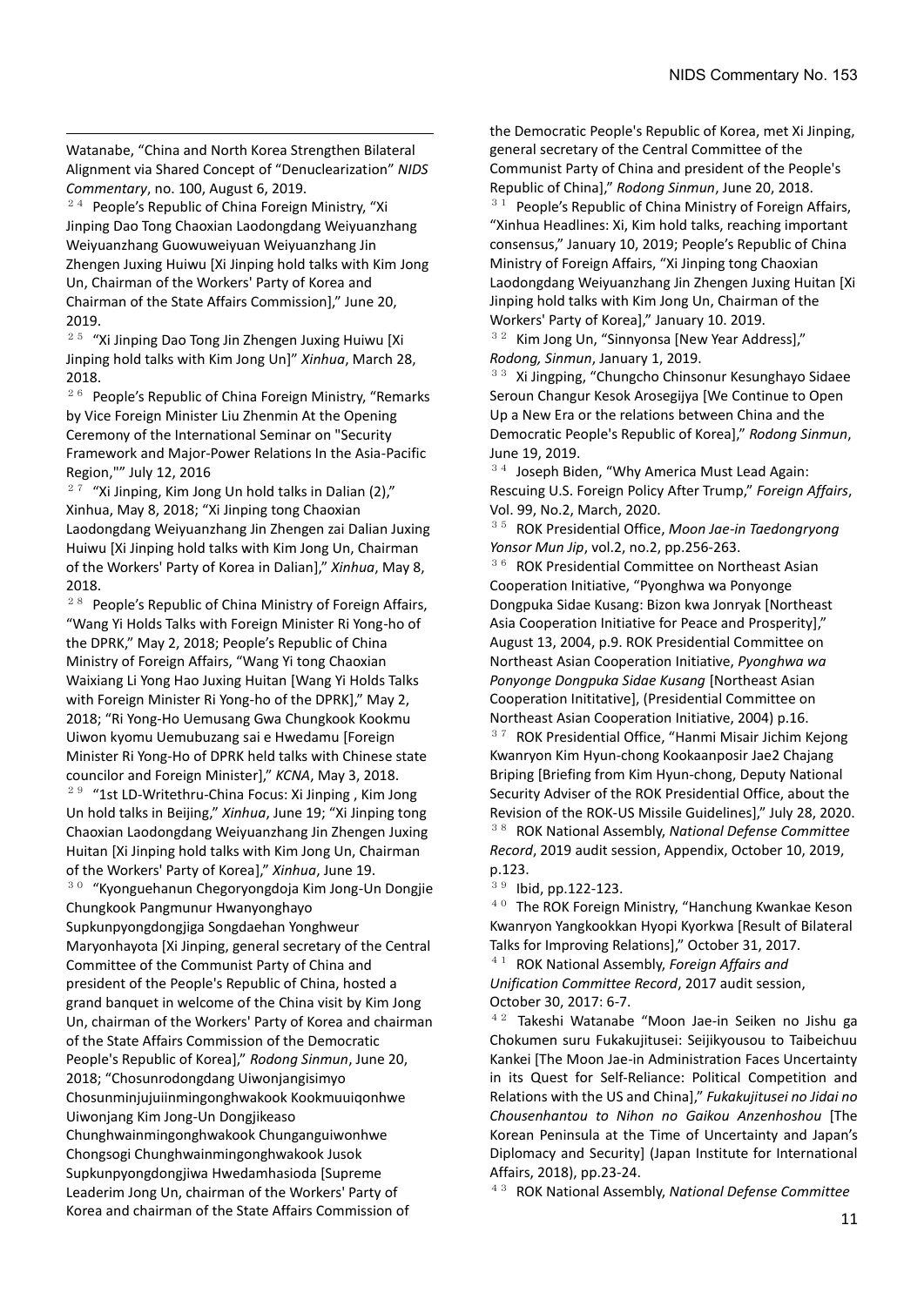Watanabe, "China and North Korea Strengthen Bilateral Alignment via Shared Concept of "Denuclearization" *NIDS Commentary*, no. 100, August 6, 2019.

[24] People's Republic of China Foreign Ministry, "Xi Jinping Dao Tong Chaoxian Laodongdang Weiyuanzhang Weiyuanzhang Guowuweiyuan Weiyuanzhang Jin Zhengen Juxing Huiwu [Xi Jinping hold talks with Kim Jong Un, Chairman of the Workers' Party of Korea and Chairman of the State Affairs Commission]," June 20, 2019.

[25] "Xi Jinping Dao Tong Jin Zhengen Juxing Huiwu [Xi Jinping hold talks with Kim Jong Un]" *Xinhua*, March 28, 2018.

[26] People's Republic of China Foreign Ministry, "Remarks by Vice Foreign Minister Liu Zhenmin At the Opening Ceremony of the International Seminar on "Security Framework and Major-Power Relations In the Asia-Pacific Region,"" July 12, 2016

[27] "Xi Jinping, Kim Jong Un hold talks in Dalian (2)," Xinhua, May 8, 2018; "Xi Jinping tong Chaoxian Laodongdang Weiyuanzhang Jin Zhengen zai Dalian Juxing Huiwu [Xi Jinping hold talks with Kim Jong Un, Chairman of the Workers' Party of Korea in Dalian]," *Xinhua*, May 8, 2018.

[28] People's Republic of China Ministry of Foreign Affairs, "Wang Yi Holds Talks with Foreign Minister Ri Yong-ho of the DPRK," May 2, 2018; People's Republic of China Ministry of Foreign Affairs, "Wang Yi tong Chaoxian Waixiang Li Yong Hao Juxing Huitan [Wang Yi Holds Talks with Foreign Minister Ri Yong-ho of the DPRK]," May 2, 2018; "Ri Yong-Ho Uemusang Gwa Chungkook Kookmu Uiwon kyomu Uemubuzang sai e Hwedamu [Foreign Minister Ri Yong-Ho of DPRK held talks with Chinese state councilor and Foreign Minister]," *KCNA*, May 3, 2018.

[29] "1st LD-Writethru-China Focus: Xi Jinping , Kim Jong Un hold talks in Beijing," *Xinhua*, June 19; "Xi Jinping tong Chaoxian Laodongdang Weiyuanzhang Jin Zhengen Juxing Huitan [Xi Jinping hold talks with Kim Jong Un, Chairman of the Workers' Party of Korea]," *Xinhua*, June 19.

[30] "Kyonguehanun Chegoryongdoja Kim Jong-Un Dongjie Chungkook Pangmunur Hwanyonghayo Supkunpyongdongjiga Songdaehan Yonghweur Maryonhayota [Xi Jinping, general secretary of the Central Committee of the Communist Party of China and president of the People's Republic of China, hosted a grand banquet in welcome of the China visit by Kim Jong Un, chairman of the Workers' Party of Korea and chairman of the State Affairs Commission of the Democratic People's Republic of Korea]," *Rodong Sinmun*, June 20, 2018; "Chosunrodongdang Uiwonjangisimyo Chosunminjujuiinmingonghwakook Kookmuuiqonhwe Uiwonjang Kim Jong-Un Dongjikeaso Chunghwainmingonghwakook Chunganguiwonhwe Chongsogi Chunghwainmingonghwakook Jusok Supkunpyongdongjiwa Hwedamhasioda [Supreme Leaderim Jong Un, chairman of the Workers' Party of Korea and chairman of the State Affairs Commission of the Democratic People's Republic of Korea, met Xi Jinping, general secretary of the Central Committee of the Communist Party of China and president of the People's Republic of China]," *Rodong Sinmun*, June 20, 2018.

[31] People's Republic of China Ministry of Foreign Affairs, "Xinhua Headlines: Xi, Kim hold talks, reaching important consensus," January 10, 2019; People's Republic of China Ministry of Foreign Affairs, "Xi Jinping tong Chaoxian Laodongdang Weiyuanzhang Jin Zhengen Juxing Huitan [Xi Jinping hold talks with Kim Jong Un, Chairman of the Workers' Party of Korea]," January 10. 2019.

[32] Kim Jong Un, "Sinnyonsa [New Year Address]," *Rodong, Sinmun*, January 1, 2019.

[33] Xi Jingping, "Chungcho Chinsonur Kesunghayo Sidaee Seroun Changur Kesok Arosegijya [We Continue to Open Up a New Era or the relations between China and the Democratic People's Republic of Korea]," *Rodong Sinmun*, June 19, 2019.

[34] Joseph Biden, "Why America Must Lead Again: Rescuing U.S. Foreign Policy After Trump," *Foreign Affairs*, Vol. 99, No.2, March, 2020.

[35] ROK Presidential Office, *Moon Jae-in Taedongryong Yonsor Mun Jip*, vol.2, no.2, pp.256-263.

[36] ROK Presidential Committee on Northeast Asian Cooperation Initiative, "Pyonghwa wa Ponyonge Dongpuka Sidae Kusang: Bizon kwa Jonryak [Northeast Asia Cooperation Initiative for Peace and Prosperity]," August 13, 2004, p.9. ROK Presidential Committee on Northeast Asian Cooperation Initiative, *Pyonghwa wa Ponyonge Dongpuka Sidae Kusang* [Northeast Asian Cooperation Inititative], (Presidential Committee on Northeast Asian Cooperation Initiative, 2004) p.16.

[37] ROK Presidential Office, "Hanmi Misair Jichim Kejong Kwanryon Kim Hyun-chong Kookaanposir Jae2 Chajang Briping [Briefing from Kim Hyun-chong, Deputy National Security Adviser of the ROK Presidential Office, about the Revision of the ROK-US Missile Guidelines]," July 28, 2020.

[38] ROK National Assembly, *National Defense Committee Record*, 2019 audit session, Appendix, October 10, 2019, p.123.

[39] Ibid, pp.122-123.

[40] The ROK Foreign Ministry, "Hanchung Kwankae Keson Kwanryon Yangkookkan Hyopi Kyorkwa [Result of Bilateral Talks for Improving Relations]," October 31, 2017.

[41] ROK National Assembly, *Foreign Affairs and Unification Committee Record*, 2017 audit session, October 30, 2017: 6-7.

[42] Takeshi Watanabe "Moon Jae-in Seiken no Jishu ga Chokumen suru Fukakujitusei: Seijikyousou to Taibeichuu Kankei [The Moon Jae-in Administration Faces Uncertainty in its Quest for Self-Reliance: Political Competition and Relations with the US and China]," *Fukakujitusei no Jidai no Chousenhantou to Nihon no Gaikou Anzenhoshou* [The Korean Peninsula at the Time of Uncertainty and Japan's Diplomacy and Security] (Japan Institute for International Affairs, 2018), pp.23-24.

[43] ROK National Assembly, *National Defense Committee*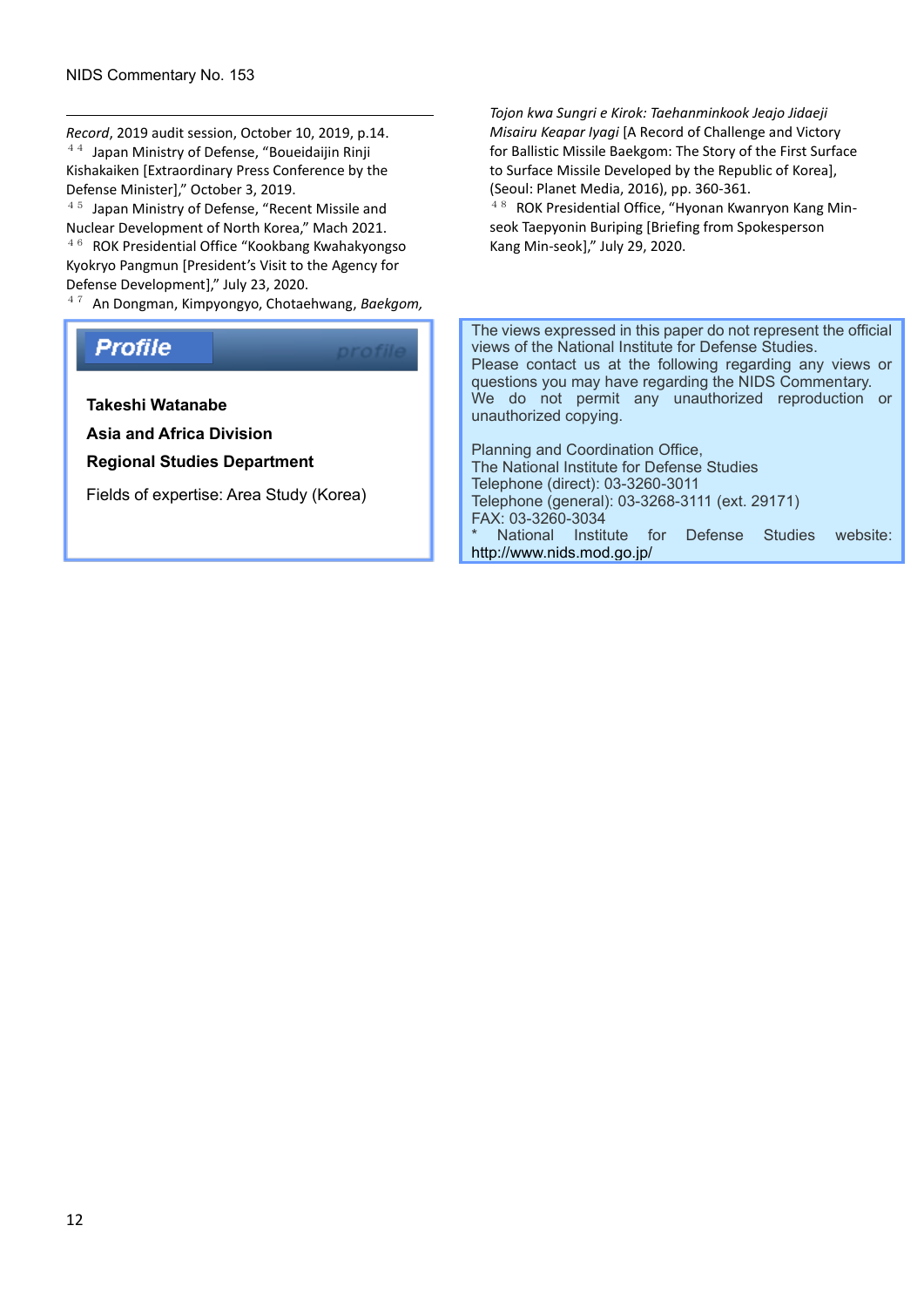*Record*, 2019 audit session, October 10, 2019, p.14.

[44] Japan Ministry of Defense, "Boueidaijin Rinji Kishakaiken [Extraordinary Press Conference by the Defense Minister]," October 3, 2019.

[45] Japan Ministry of Defense, "Recent Missile and Nuclear Development of North Korea," Mach 2021.

[46] ROK Presidential Office "Kookbang Kwahakyongso Kyokryo Pangmun [President's Visit to the Agency for Defense Development]," July 23, 2020.

[47] An Dongman, Kimpyongyo, Chotaehwang, *Baekgom, Tojon kwa Sungri e Kirok: Taehanminkook Jeajo Jidaeji Misairu Keapar Iyagi* [A Record of Challenge and Victory for Ballistic Missile Baekgom: The Story of the First Surface to Surface Missile Developed by the Republic of Korea], (Seoul: Planet Media, 2016), pp. 360-361.

[48] ROK Presidential Office, "Hyonan Kwanryon Kang Min-seok Taepyonin Buriping [Briefing from Spokesperson Kang Min-seok]," July 29, 2020.

## Profile

**Takeshi Watanabe**

**Asia and Africa Division**

**Regional Studies Department**

Fields of expertise: Area Study (Korea)

The views expressed in this paper do not represent the official views of the National Institute for Defense Studies.
Please contact us at the following regarding any views or questions you may have regarding the NIDS Commentary.
We do not permit any unauthorized reproduction or unauthorized copying.

Planning and Coordination Office,
The National Institute for Defense Studies
Telephone (direct): 03-3260-3011
Telephone (general): 03-3268-3111 (ext. 29171)
FAX: 03-3260-3034
* National Institute for Defense Studies website: http://www.nids.mod.go.jp/